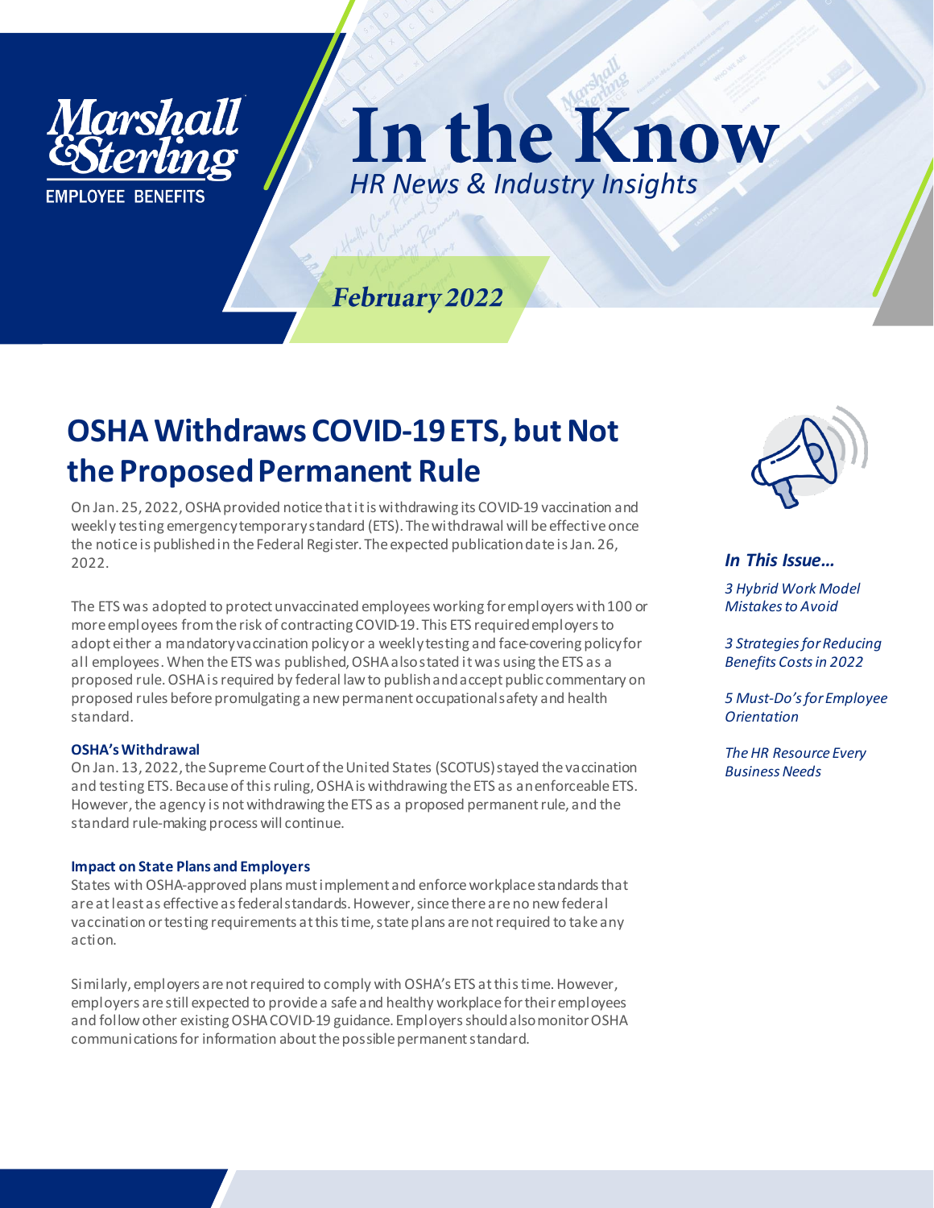Marshall & Sterling
EMPLOYEE BENEFITS

# In the Know

*HR News & Industry Insights*

*February 2022*

## OSHA Withdraws COVID-19 ETS, but Not the Proposed Permanent Rule

On Jan. 25, 2022, OSHA provided notice that it is withdrawing its COVID-19 vaccination and weekly testing emergency temporary standard (ETS). The withdrawal will be effective once the notice is published in the Federal Register. The expected publication date is Jan. 26, 2022.

The ETS was adopted to protect unvaccinated employees working for employers with 100 or more employees from the risk of contracting COVID-19. This ETS required employers to adopt either a mandatory vaccination policy or a weekly testing and face-covering policy for all employees. When the ETS was published, OSHA also stated it was using the ETS as a proposed rule. OSHA is required by federal law to publish and accept public commentary on proposed rules before promulgating a new permanent occupational safety and health standard.

**OSHA's Withdrawal**

On Jan. 13, 2022, the Supreme Court of the United States (SCOTUS) stayed the vaccination and testing ETS. Because of this ruling, OSHA is withdrawing the ETS as an enforceable ETS. However, the agency is not withdrawing the ETS as a proposed permanent rule, and the standard rule-making process will continue.

**Impact on State Plans and Employers**

States with OSHA-approved plans must implement and enforce workplace standards that are at least as effective as federal standards. However, since there are no new federal vaccination or testing requirements at this time, state plans are not required to take any action.

Similarly, employers are not required to comply with OSHA's ETS at this time. However, employers are still expected to provide a safe and healthy workplace for their employees and follow other existing OSHA COVID-19 guidance. Employers should also monitor OSHA communications for information about the possible permanent standard.

### *In This Issue…*

*3 Hybrid Work Model Mistakes to Avoid*

*3 Strategies for Reducing Benefits Costs in 2022*

*5 Must-Do's for Employee Orientation*

*The HR Resource Every Business Needs*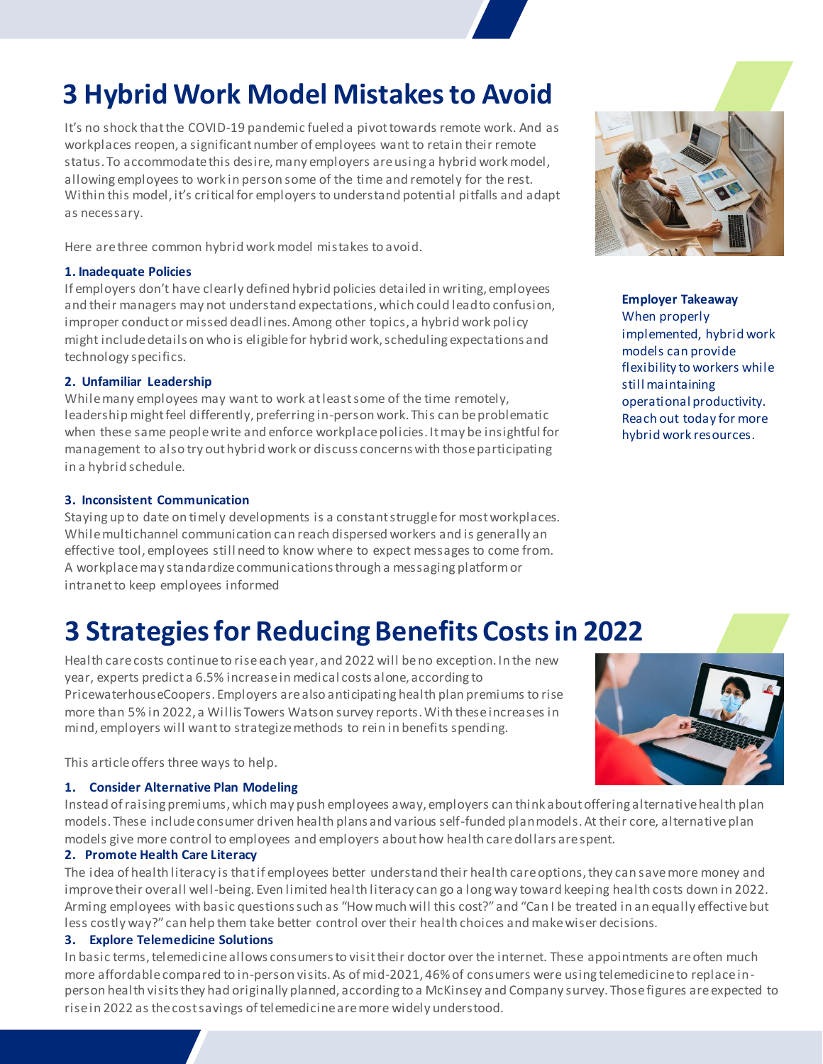# 3 Hybrid Work Model Mistakes to Avoid

It's no shock that the COVID-19 pandemic fueled a pivot towards remote work. And as workplaces reopen, a significant number of employees want to retain their remote status. To accommodate this desire, many employers are using a hybrid work model, allowing employees to work in person some of the time and remotely for the rest. Within this model, it's critical for employers to understand potential pitfalls and adapt as necessary.

Here are three common hybrid work model mistakes to avoid.

### 1. Inadequate Policies

If employers don't have clearly defined hybrid policies detailed in writing, employees and their managers may not understand expectations, which could lead to confusion, improper conduct or missed deadlines. Among other topics, a hybrid work policy might include details on who is eligible for hybrid work, scheduling expectations and technology specifics.

### 2. Unfamiliar Leadership

While many employees may want to work at least some of the time remotely, leadership might feel differently, preferring in-person work. This can be problematic when these same people write and enforce workplace policies. It may be insightful for management to also try out hybrid work or discuss concerns with those participating in a hybrid schedule.

### 3. Inconsistent Communication

Staying up to date on timely developments is a constant struggle for most workplaces. While multichannel communication can reach dispersed workers and is generally an effective tool, employees still need to know where to expect messages to come from. A workplace may standardize communications through a messaging platform or intranet to keep employees informed

**Employer Takeaway**

When properly implemented, hybrid work models can provide flexibility to workers while still maintaining operational productivity. Reach out today for more hybrid work resources.

# 3 Strategies for Reducing Benefits Costs in 2022

Health care costs continue to rise each year, and 2022 will be no exception. In the new year, experts predict a 6.5% increase in medical costs alone, according to PricewaterhouseCoopers. Employers are also anticipating health plan premiums to rise more than 5% in 2022, a Willis Towers Watson survey reports. With these increases in mind, employers will want to strategize methods to rein in benefits spending.

This article offers three ways to help.

### 1. Consider Alternative Plan Modeling

Instead of raising premiums, which may push employees away, employers can think about offering alternative health plan models. These include consumer driven health plans and various self-funded plan models. At their core, alternative plan models give more control to employees and employers about how health care dollars are spent.

### 2. Promote Health Care Literacy

The idea of health literacy is that if employees better understand their health care options, they can save more money and improve their overall well-being. Even limited health literacy can go a long way toward keeping health costs down in 2022. Arming employees with basic questions such as "How much will this cost?" and "Can I be treated in an equally effective but less costly way?" can help them take better control over their health choices and make wiser decisions.

### 3. Explore Telemedicine Solutions

In basic terms, telemedicine allows consumers to visit their doctor over the internet. These appointments are often much more affordable compared to in-person visits. As of mid-2021, 46% of consumers were using telemedicine to replace in-person health visits they had originally planned, according to a McKinsey and Company survey. Those figures are expected to rise in 2022 as the cost savings of telemedicine are more widely understood.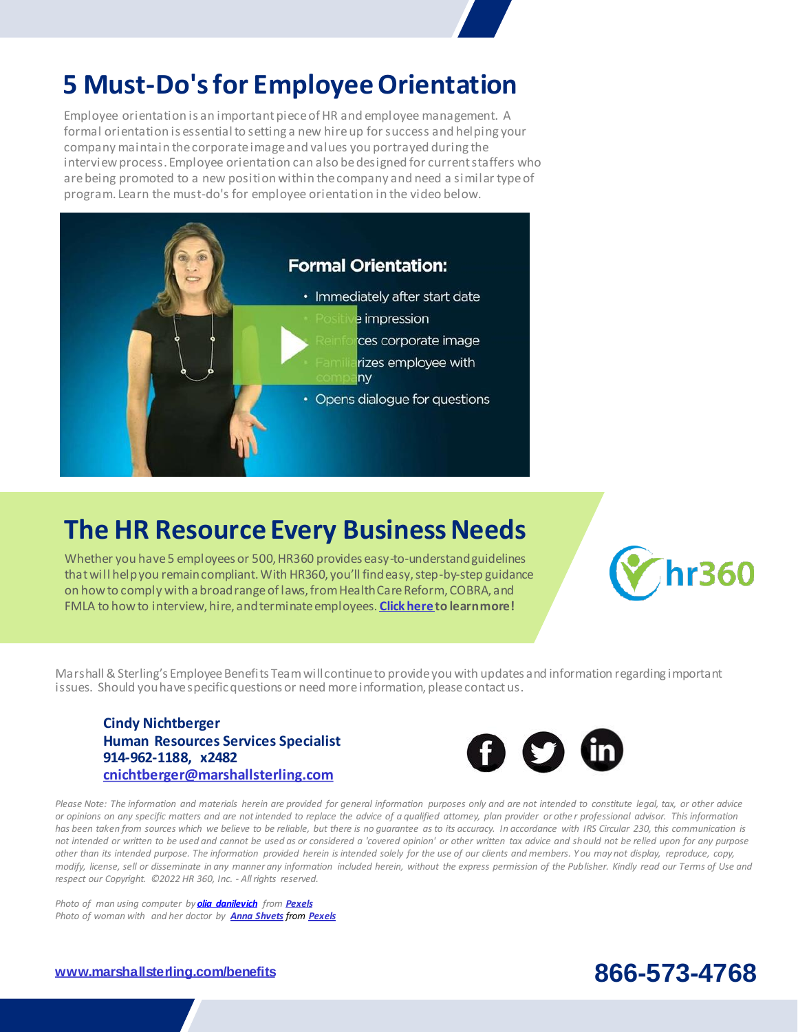# 5 Must-Do's for Employee Orientation

Employee orientation is an important piece of HR and employee management. A formal orientation is essential to setting a new hire up for success and helping your company maintain the corporate image and values you portrayed during the interview process. Employee orientation can also be designed for current staffers who are being promoted to a new position within the company and need a similar type of program. Learn the must-do's for employee orientation in the video below.

**Formal Orientation:**

- Immediately after start date
- Positive impression
- Reinforces corporate image
- Familiarizes employee with company
- Opens dialogue for questions

# The HR Resource Every Business Needs

Whether you have 5 employees or 500, HR360 provides easy-to-understand guidelines that will help you remain compliant. With HR360, you'll find easy, step-by-step guidance on how to comply with a broad range of laws, from Health Care Reform, COBRA, and FMLA to how to interview, hire, and terminate employees. **Click here to learn more!**

Marshall & Sterling's Employee Benefits Team will continue to provide you with updates and information regarding important issues. Should you have specific questions or need more information, please contact us.

**Cindy Nichtberger**
**Human Resources Services Specialist**
**914-962-1188, x2482**
**cnichtberger@marshallsterling.com**

*Please Note: The information and materials herein are provided for general information purposes only and are not intended to constitute legal, tax, or other advice or opinions on any specific matters and are not intended to replace the advice of a qualified attorney, plan provider or other professional advisor. This information has been taken from sources which we believe to be reliable, but there is no guarantee as to its accuracy. In accordance with IRS Circular 230, this communication is not intended or written to be used and cannot be used as or considered a 'covered opinion' or other written tax advice and should not be relied upon for any purpose other than its intended purpose. The information provided herein is intended solely for the use of our clients and members. You may not display, reproduce, copy, modify, license, sell or disseminate in any manner any information included herein, without the express permission of the Publisher. Kindly read our Terms of Use and respect our Copyright. ©2022 HR 360, Inc. - All rights reserved.*

*Photo of man using computer by olia danilevich from Pexels*
*Photo of woman with and her doctor by Anna Shvets from Pexels*

www.marshallsterling.com/benefits

**866-573-4768**